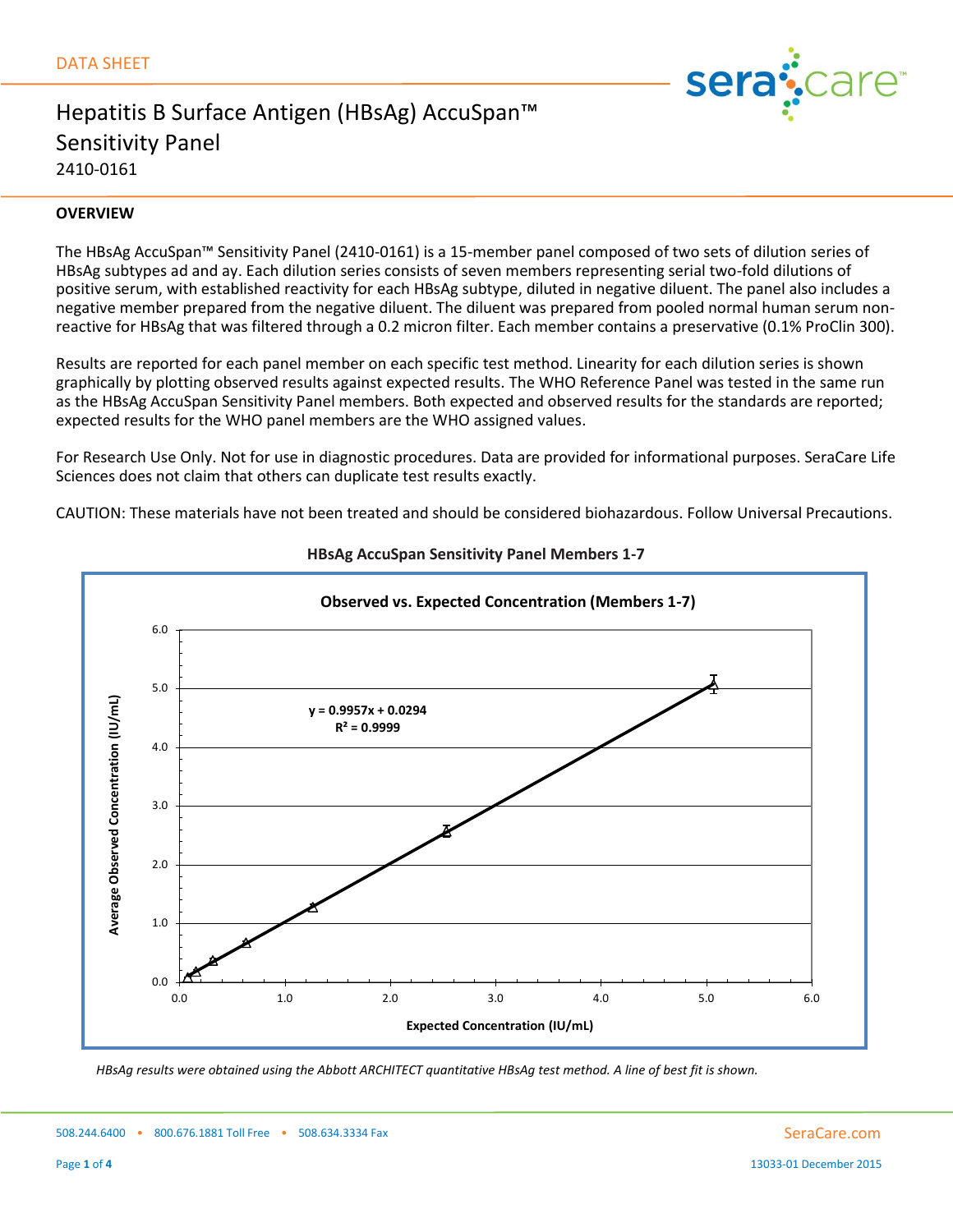DATA SHEET

# Hepatitis B Surface Antigen (HBsAg) AccuSpan™ Sensitivity Panel

2410-0161

## OVERVIEW

The HBsAg AccuSpan™ Sensitivity Panel (2410-0161) is a 15-member panel composed of two sets of dilution series of HBsAg subtypes ad and ay. Each dilution series consists of seven members representing serial two-fold dilutions of positive serum, with established reactivity for each HBsAg subtype, diluted in negative diluent. The panel also includes a negative member prepared from the negative diluent. The diluent was prepared from pooled normal human serum non-reactive for HBsAg that was filtered through a 0.2 micron filter. Each member contains a preservative (0.1% ProClin 300).

Results are reported for each panel member on each specific test method. Linearity for each dilution series is shown graphically by plotting observed results against expected results. The WHO Reference Panel was tested in the same run as the HBsAg AccuSpan Sensitivity Panel members. Both expected and observed results for the standards are reported; expected results for the WHO panel members are the WHO assigned values.

For Research Use Only. Not for use in diagnostic procedures. Data are provided for informational purposes. SeraCare Life Sciences does not claim that others can duplicate test results exactly.

CAUTION: These materials have not been treated and should be considered biohazardous. Follow Universal Precautions.

**HBsAg AccuSpan Sensitivity Panel Members 1-7**

**Observed vs. Expected Concentration (Members 1-7)**

$y = 0.9957x + 0.0294$

$R^2 = 0.9999$

Y-axis: Average Observed Concentration (IU/mL); X-axis: Expected Concentration (IU/mL)

*HBsAg results were obtained using the Abbott ARCHITECT quantitative HBsAg test method. A line of best fit is shown.*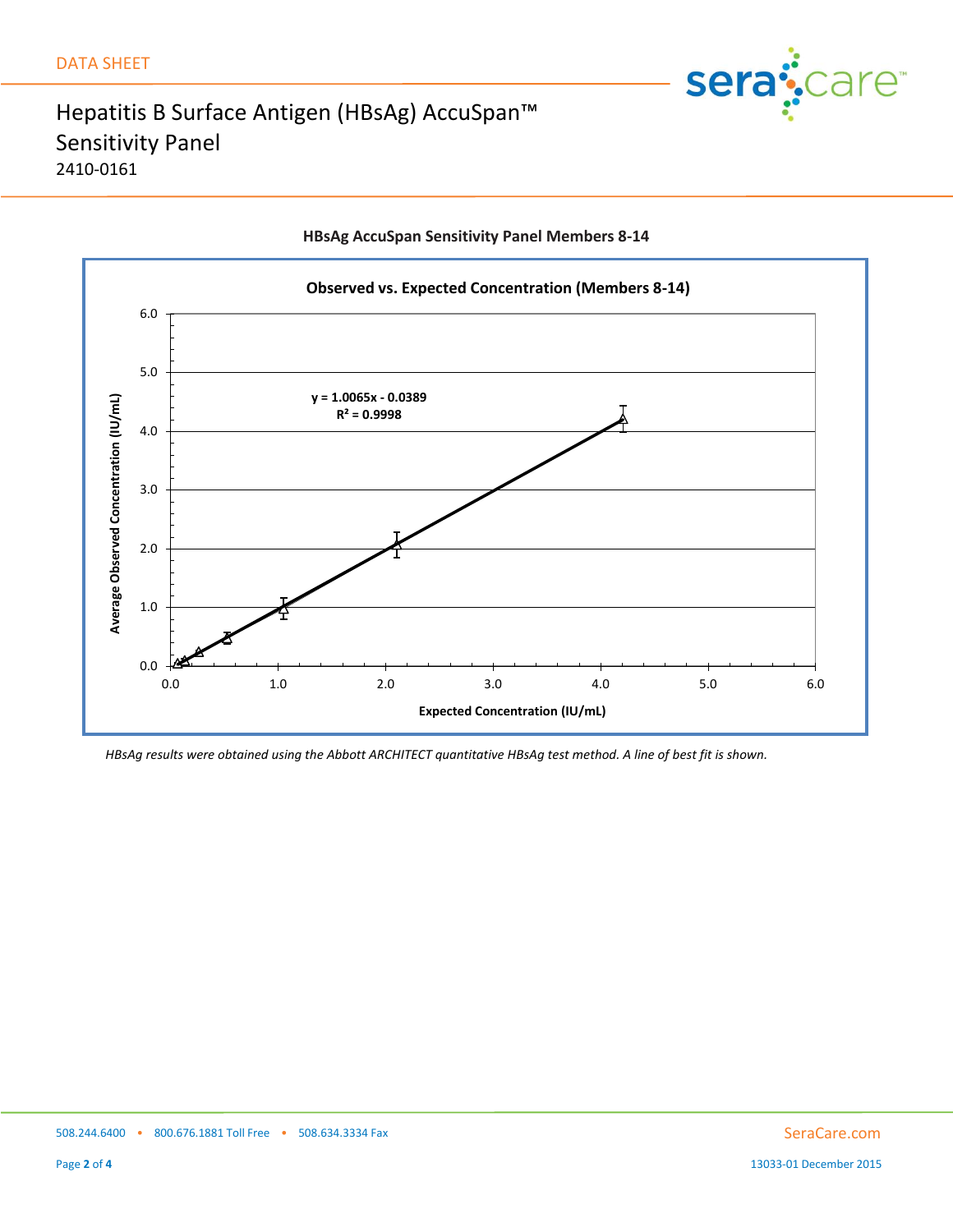# Hepatitis B Surface Antigen (HBsAg) AccuSpan™ Sensitivity Panel

2410-0161

**HBsAg AccuSpan Sensitivity Panel Members 8-14**

**Observed vs. Expected Concentration (Members 8-14)**

$y = 1.0065x - 0.0389$

$R^2 = 0.9998$

Average Observed Concentration (IU/mL) vs. Expected Concentration (IU/mL)

*HBsAg results were obtained using the Abbott ARCHITECT quantitative HBsAg test method. A line of best fit is shown.*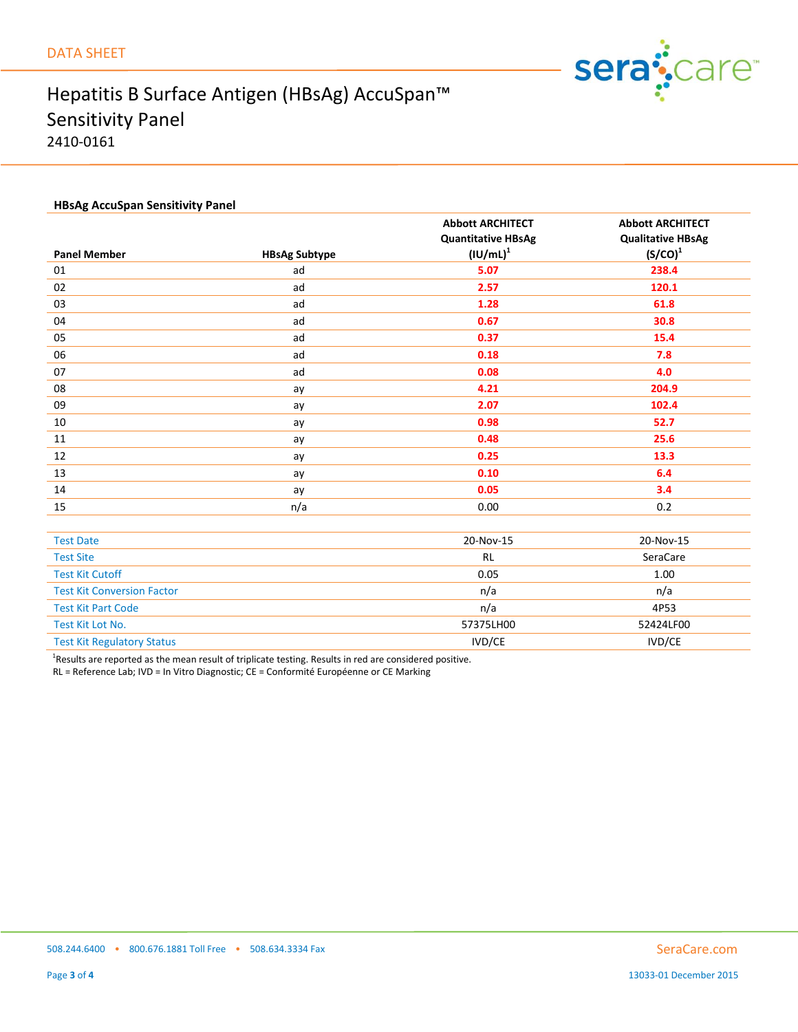DATA SHEET

# Hepatitis B Surface Antigen (HBsAg) AccuSpan™ Sensitivity Panel

2410-0161

### HBsAg AccuSpan Sensitivity Panel

| Panel Member | HBsAg Subtype | Abbott ARCHITECT Quantitative HBsAg (IU/mL)[1] | Abbott ARCHITECT Qualitative HBsAg (S/CO)[1] |
|---|---|---|---|
| 01 | ad | **5.07** | **238.4** |
| 02 | ad | **2.57** | **120.1** |
| 03 | ad | **1.28** | **61.8** |
| 04 | ad | **0.67** | **30.8** |
| 05 | ad | **0.37** | **15.4** |
| 06 | ad | **0.18** | **7.8** |
| 07 | ad | **0.08** | **4.0** |
| 08 | ay | **4.21** | **204.9** |
| 09 | ay | **2.07** | **102.4** |
| 10 | ay | **0.98** | **52.7** |
| 11 | ay | **0.48** | **25.6** |
| 12 | ay | **0.25** | **13.3** |
| 13 | ay | **0.10** | **6.4** |
| 14 | ay | **0.05** | **3.4** |
| 15 | n/a | 0.00 | 0.2 |
| | | | |
| Test Date | | 20-Nov-15 | 20-Nov-15 |
| Test Site | | RL | SeraCare |
| Test Kit Cutoff | | 0.05 | 1.00 |
| Test Kit Conversion Factor | | n/a | n/a |
| Test Kit Part Code | | n/a | 4P53 |
| Test Kit Lot No. | | 57375LH00 | 52424LF00 |
| Test Kit Regulatory Status | | IVD/CE | IVD/CE |

[1]Results are reported as the mean result of triplicate testing. Results in red are considered positive.
RL = Reference Lab; IVD = In Vitro Diagnostic; CE = Conformité Européenne or CE Marking

508.244.6400 • 800.676.1881 Toll Free • 508.634.3334 Fax

SeraCare.com

13033-01 December 2015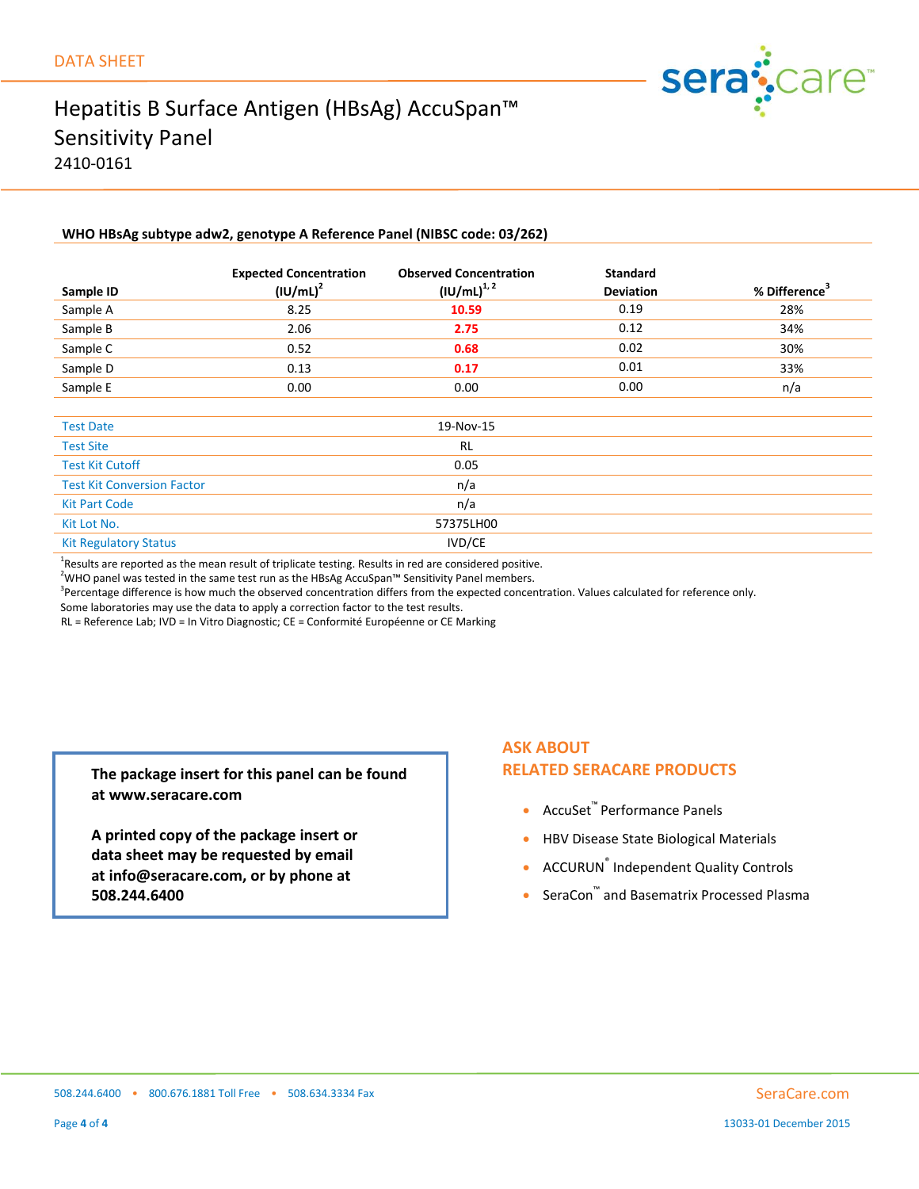DATA SHEET

# Hepatitis B Surface Antigen (HBsAg) AccuSpan™ Sensitivity Panel

2410-0161

### WHO HBsAg subtype adw2, genotype A Reference Panel (NIBSC code: 03/262)

| Sample ID | Expected Concentration (IU/mL)[2] | Observed Concentration (IU/mL)[1, 2] | Standard Deviation | % Difference[3] |
|---|---|---|---|---|
| Sample A | 8.25 | **10.59** | 0.19 | 28% |
| Sample B | 2.06 | **2.75** | 0.12 | 34% |
| Sample C | 0.52 | **0.68** | 0.02 | 30% |
| Sample D | 0.13 | **0.17** | 0.01 | 33% |
| Sample E | 0.00 | 0.00 | 0.00 | n/a |

| | |
|---|---|
| Test Date | 19-Nov-15 |
| Test Site | RL |
| Test Kit Cutoff | 0.05 |
| Test Kit Conversion Factor | n/a |
| Kit Part Code | n/a |
| Kit Lot No. | 57375LH00 |
| Kit Regulatory Status | IVD/CE |

[1]Results are reported as the mean result of triplicate testing. Results in red are considered positive.
[2]WHO panel was tested in the same test run as the HBsAg AccuSpan™ Sensitivity Panel members.
[3]Percentage difference is how much the observed concentration differs from the expected concentration. Values calculated for reference only.
Some laboratories may use the data to apply a correction factor to the test results.
RL = Reference Lab; IVD = In Vitro Diagnostic; CE = Conformité Européenne or CE Marking

**The package insert for this panel can be found at www.seracare.com**

**A printed copy of the package insert or data sheet may be requested by email at info@seracare.com, or by phone at 508.244.6400**

## ASK ABOUT RELATED SERACARE PRODUCTS

- AccuSet™ Performance Panels
- HBV Disease State Biological Materials
- ACCURUN® Independent Quality Controls
- SeraCon™ and Basematrix Processed Plasma

508.244.6400 • 800.676.1881 Toll Free • 508.634.3334 Fax

SeraCare.com

13033-01 December 2015